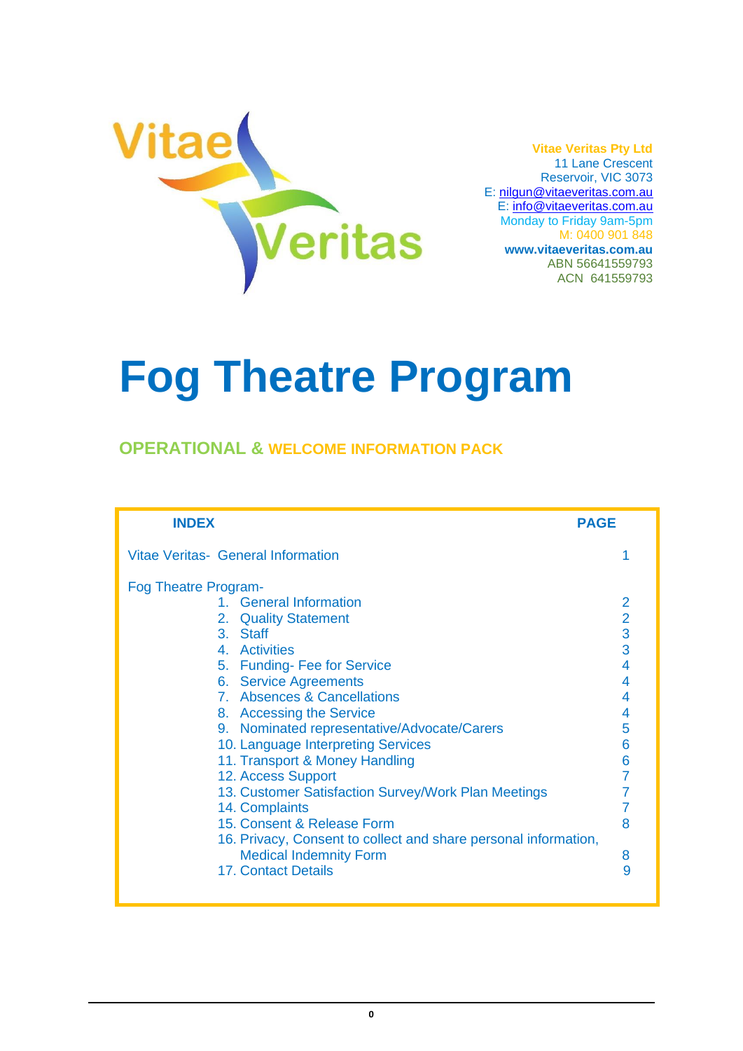Vitae Veritas

**Vitae Veritas Pty Ltd**
11 Lane Crescent
Reservoir, VIC 3073
E: nilgun@vitaeveritas.com.au
E: info@vitaeveritas.com.au
Monday to Friday 9am-5pm
M: 0400 901 848
**www.vitaeveritas.com.au**
ABN 56641559793
ACN 641559793

# Fog Theatre Program

## OPERATIONAL & WELCOME INFORMATION PACK

| INDEX | PAGE |
|---|---|
| Vitae Veritas- General Information | 1 |
| Fog Theatre Program- | |
| 1. General Information | 2 |
| 2. Quality Statement | 2 |
| 3. Staff | 3 |
| 4. Activities | 3 |
| 5. Funding- Fee for Service | 4 |
| 6. Service Agreements | 4 |
| 7. Absences & Cancellations | 4 |
| 8. Accessing the Service | 4 |
| 9. Nominated representative/Advocate/Carers | 5 |
| 10. Language Interpreting Services | 6 |
| 11. Transport & Money Handling | 6 |
| 12. Access Support | 7 |
| 13. Customer Satisfaction Survey/Work Plan Meetings | 7 |
| 14. Complaints | 7 |
| 15. Consent & Release Form | 8 |
| 16. Privacy, Consent to collect and share personal information, Medical Indemnity Form | 8 |
| 17. Contact Details | 9 |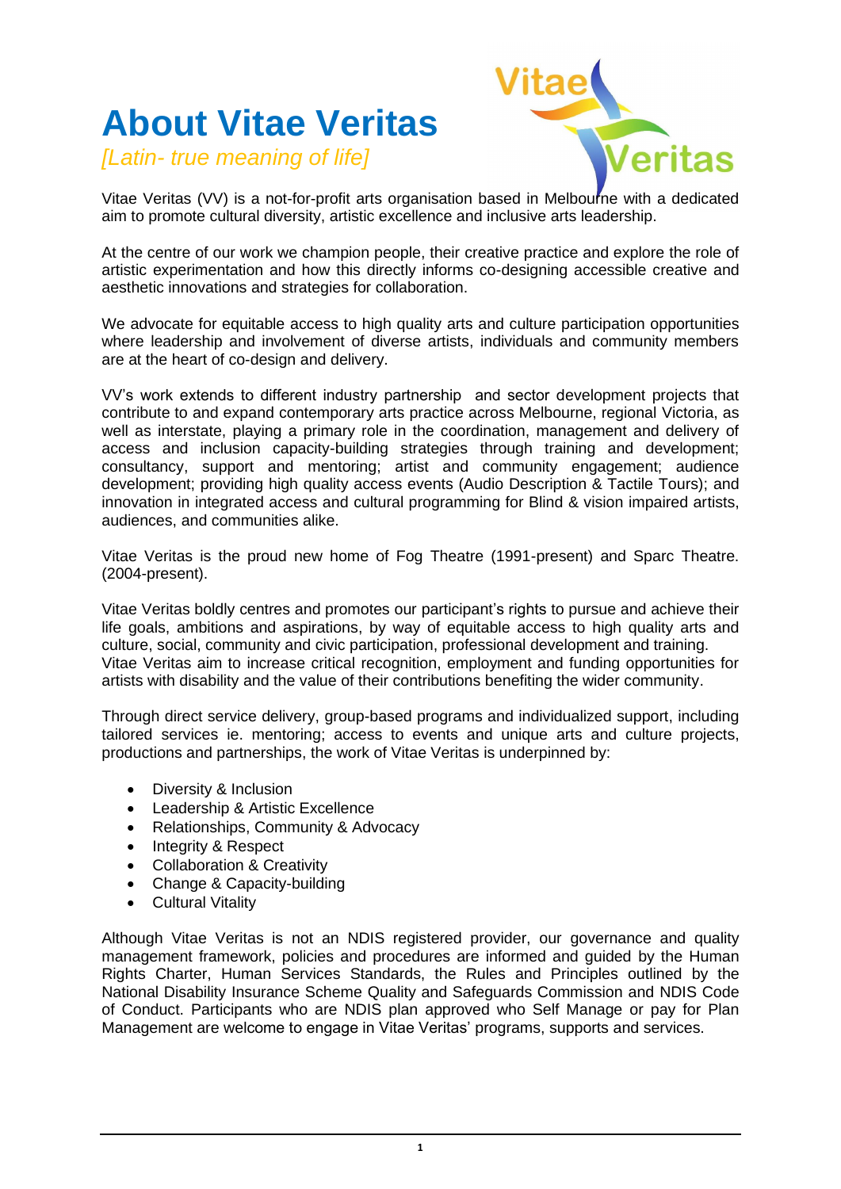# About Vitae Veritas

*[Latin- true meaning of life]*

Vitae Veritas (VV) is a not-for-profit arts organisation based in Melbourne with a dedicated aim to promote cultural diversity, artistic excellence and inclusive arts leadership.

At the centre of our work we champion people, their creative practice and explore the role of artistic experimentation and how this directly informs co-designing accessible creative and aesthetic innovations and strategies for collaboration.

We advocate for equitable access to high quality arts and culture participation opportunities where leadership and involvement of diverse artists, individuals and community members are at the heart of co-design and delivery.

VV's work extends to different industry partnership and sector development projects that contribute to and expand contemporary arts practice across Melbourne, regional Victoria, as well as interstate, playing a primary role in the coordination, management and delivery of access and inclusion capacity-building strategies through training and development; consultancy, support and mentoring; artist and community engagement; audience development; providing high quality access events (Audio Description & Tactile Tours); and innovation in integrated access and cultural programming for Blind & vision impaired artists, audiences, and communities alike.

Vitae Veritas is the proud new home of Fog Theatre (1991-present) and Sparc Theatre. (2004-present).

Vitae Veritas boldly centres and promotes our participant's rights to pursue and achieve their life goals, ambitions and aspirations, by way of equitable access to high quality arts and culture, social, community and civic participation, professional development and training.
Vitae Veritas aim to increase critical recognition, employment and funding opportunities for artists with disability and the value of their contributions benefiting the wider community.

Through direct service delivery, group-based programs and individualized support, including tailored services ie. mentoring; access to events and unique arts and culture projects, productions and partnerships, the work of Vitae Veritas is underpinned by:

- Diversity & Inclusion
- Leadership & Artistic Excellence
- Relationships, Community & Advocacy
- Integrity & Respect
- Collaboration & Creativity
- Change & Capacity-building
- Cultural Vitality

Although Vitae Veritas is not an NDIS registered provider, our governance and quality management framework, policies and procedures are informed and guided by the Human Rights Charter, Human Services Standards, the Rules and Principles outlined by the National Disability Insurance Scheme Quality and Safeguards Commission and NDIS Code of Conduct. Participants who are NDIS plan approved who Self Manage or pay for Plan Management are welcome to engage in Vitae Veritas' programs, supports and services.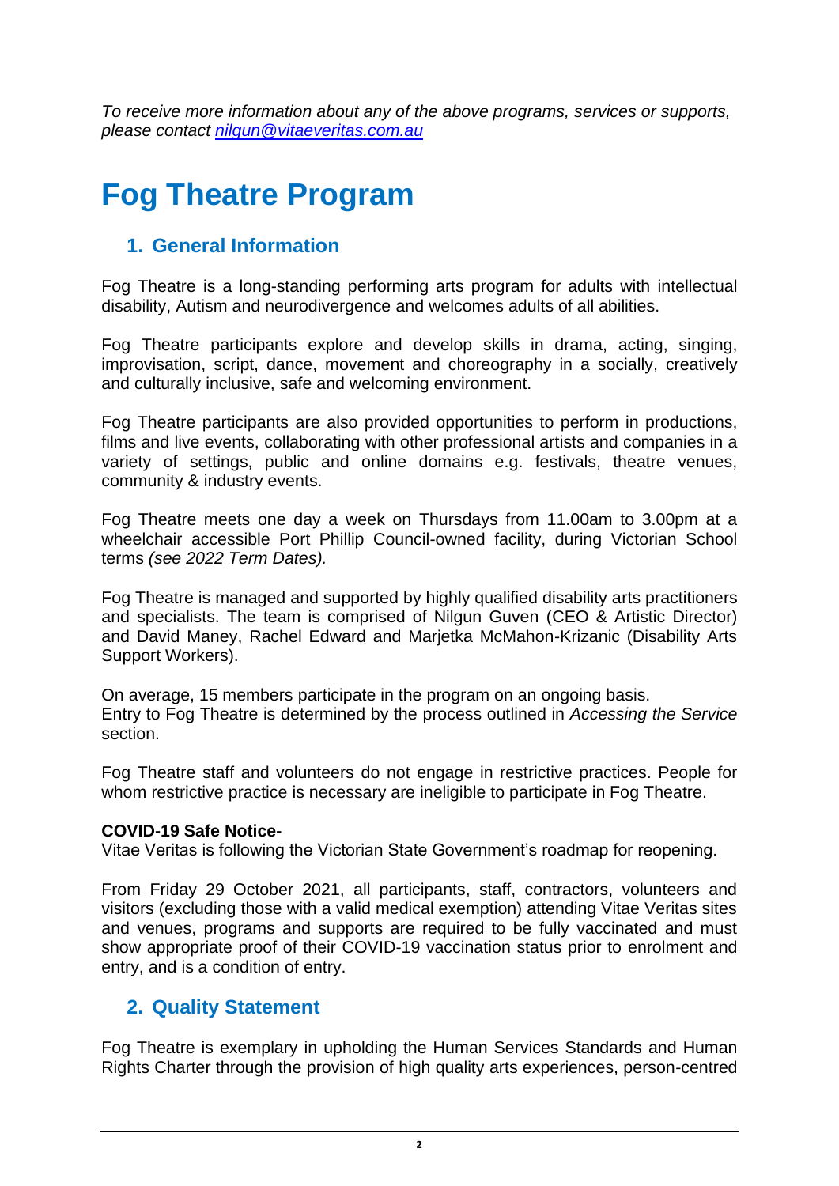*To receive more information about any of the above programs, services or supports, please contact [nilgun@vitaeveritas.com.au](mailto:nilgun@vitaeveritas.com.au)*

# Fog Theatre Program

## 1. General Information

Fog Theatre is a long-standing performing arts program for adults with intellectual disability, Autism and neurodivergence and welcomes adults of all abilities.

Fog Theatre participants explore and develop skills in drama, acting, singing, improvisation, script, dance, movement and choreography in a socially, creatively and culturally inclusive, safe and welcoming environment.

Fog Theatre participants are also provided opportunities to perform in productions, films and live events, collaborating with other professional artists and companies in a variety of settings, public and online domains e.g. festivals, theatre venues, community & industry events.

Fog Theatre meets one day a week on Thursdays from 11.00am to 3.00pm at a wheelchair accessible Port Phillip Council-owned facility, during Victorian School terms *(see 2022 Term Dates).*

Fog Theatre is managed and supported by highly qualified disability arts practitioners and specialists. The team is comprised of Nilgun Guven (CEO & Artistic Director) and David Maney, Rachel Edward and Marjetka McMahon-Krizanic (Disability Arts Support Workers).

On average, 15 members participate in the program on an ongoing basis.
Entry to Fog Theatre is determined by the process outlined in *Accessing the Service* section.

Fog Theatre staff and volunteers do not engage in restrictive practices. People for whom restrictive practice is necessary are ineligible to participate in Fog Theatre.

**COVID-19 Safe Notice-**
Vitae Veritas is following the Victorian State Government's roadmap for reopening.

From Friday 29 October 2021, all participants, staff, contractors, volunteers and visitors (excluding those with a valid medical exemption) attending Vitae Veritas sites and venues, programs and supports are required to be fully vaccinated and must show appropriate proof of their COVID-19 vaccination status prior to enrolment and entry, and is a condition of entry.

## 2. Quality Statement

Fog Theatre is exemplary in upholding the Human Services Standards and Human Rights Charter through the provision of high quality arts experiences, person-centred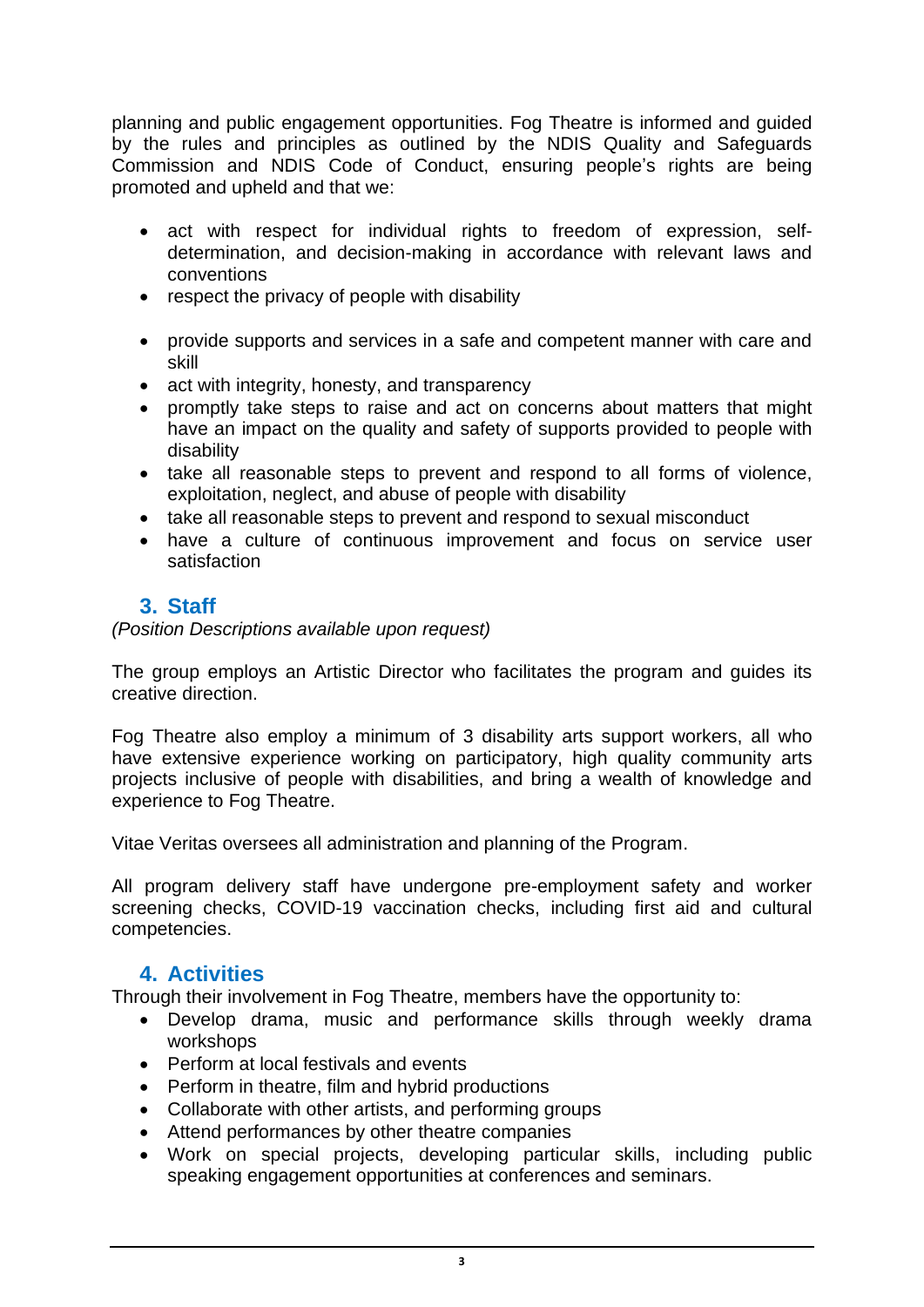planning and public engagement opportunities. Fog Theatre is informed and guided by the rules and principles as outlined by the NDIS Quality and Safeguards Commission and NDIS Code of Conduct, ensuring people's rights are being promoted and upheld and that we:

- act with respect for individual rights to freedom of expression, self-determination, and decision-making in accordance with relevant laws and conventions
- respect the privacy of people with disability
- provide supports and services in a safe and competent manner with care and skill
- act with integrity, honesty, and transparency
- promptly take steps to raise and act on concerns about matters that might have an impact on the quality and safety of supports provided to people with disability
- take all reasonable steps to prevent and respond to all forms of violence, exploitation, neglect, and abuse of people with disability
- take all reasonable steps to prevent and respond to sexual misconduct
- have a culture of continuous improvement and focus on service user satisfaction

## 3. Staff

*(Position Descriptions available upon request)*

The group employs an Artistic Director who facilitates the program and guides its creative direction.

Fog Theatre also employ a minimum of 3 disability arts support workers, all who have extensive experience working on participatory, high quality community arts projects inclusive of people with disabilities, and bring a wealth of knowledge and experience to Fog Theatre.

Vitae Veritas oversees all administration and planning of the Program.

All program delivery staff have undergone pre-employment safety and worker screening checks, COVID-19 vaccination checks, including first aid and cultural competencies.

## 4. Activities

Through their involvement in Fog Theatre, members have the opportunity to:

- Develop drama, music and performance skills through weekly drama workshops
- Perform at local festivals and events
- Perform in theatre, film and hybrid productions
- Collaborate with other artists, and performing groups
- Attend performances by other theatre companies
- Work on special projects, developing particular skills, including public speaking engagement opportunities at conferences and seminars.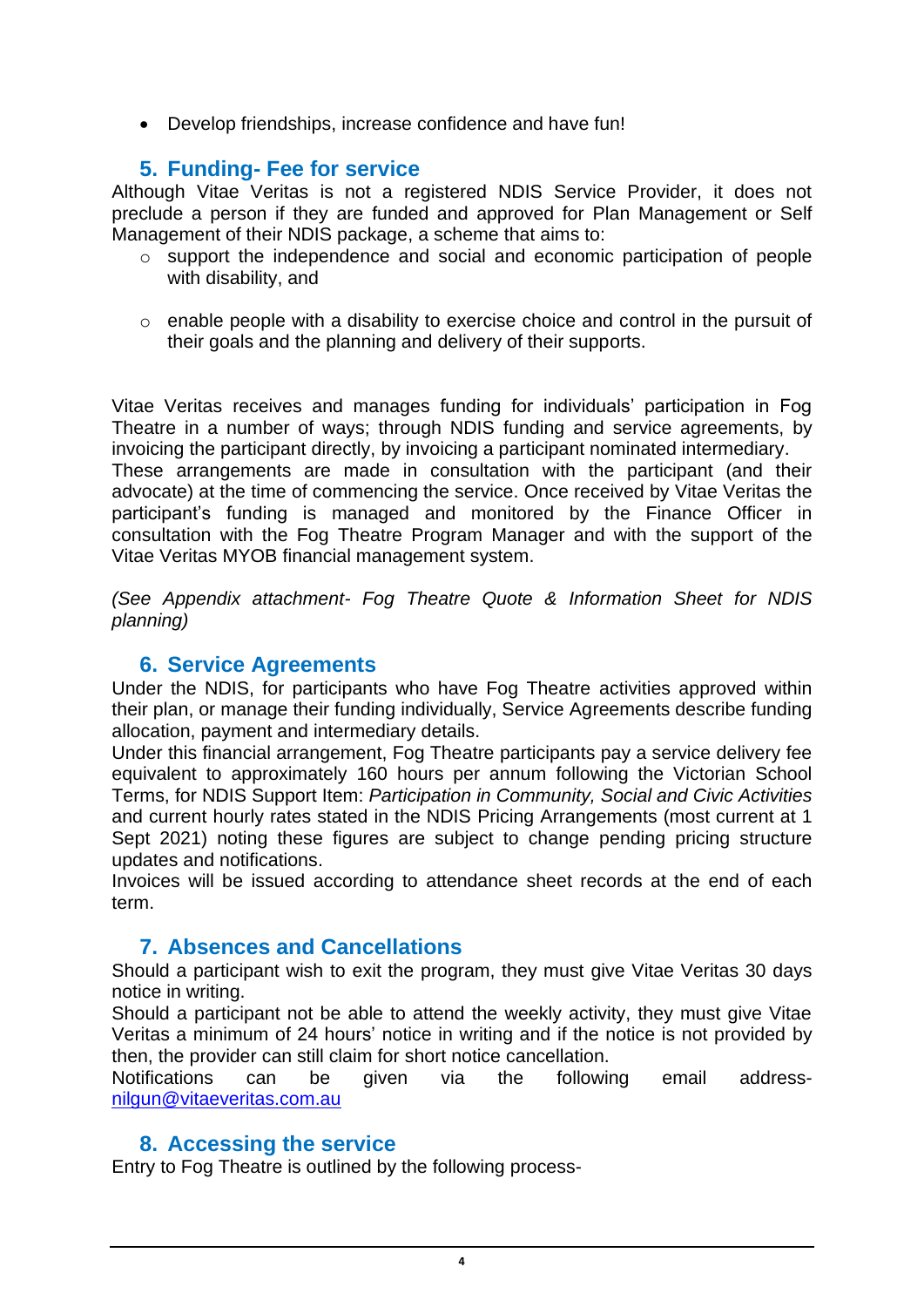- Develop friendships, increase confidence and have fun!

## 5. Funding- Fee for service

Although Vitae Veritas is not a registered NDIS Service Provider, it does not preclude a person if they are funded and approved for Plan Management or Self Management of their NDIS package, a scheme that aims to:

- support the independence and social and economic participation of people with disability, and
- enable people with a disability to exercise choice and control in the pursuit of their goals and the planning and delivery of their supports.

Vitae Veritas receives and manages funding for individuals' participation in Fog Theatre in a number of ways; through NDIS funding and service agreements, by invoicing the participant directly, by invoicing a participant nominated intermediary.
These arrangements are made in consultation with the participant (and their advocate) at the time of commencing the service. Once received by Vitae Veritas the participant's funding is managed and monitored by the Finance Officer in consultation with the Fog Theatre Program Manager and with the support of the Vitae Veritas MYOB financial management system.

*(See Appendix attachment- Fog Theatre Quote & Information Sheet for NDIS planning)*

## 6. Service Agreements

Under the NDIS, for participants who have Fog Theatre activities approved within their plan, or manage their funding individually, Service Agreements describe funding allocation, payment and intermediary details.
Under this financial arrangement, Fog Theatre participants pay a service delivery fee equivalent to approximately 160 hours per annum following the Victorian School Terms, for NDIS Support Item: *Participation in Community, Social and Civic Activities* and current hourly rates stated in the NDIS Pricing Arrangements (most current at 1 Sept 2021) noting these figures are subject to change pending pricing structure updates and notifications.
Invoices will be issued according to attendance sheet records at the end of each term.

## 7. Absences and Cancellations

Should a participant wish to exit the program, they must give Vitae Veritas 30 days notice in writing.
Should a participant not be able to attend the weekly activity, they must give Vitae Veritas a minimum of 24 hours' notice in writing and if the notice is not provided by then, the provider can still claim for short notice cancellation.
Notifications can be given via the following email address- nilgun@vitaeveritas.com.au

## 8. Accessing the service

Entry to Fog Theatre is outlined by the following process-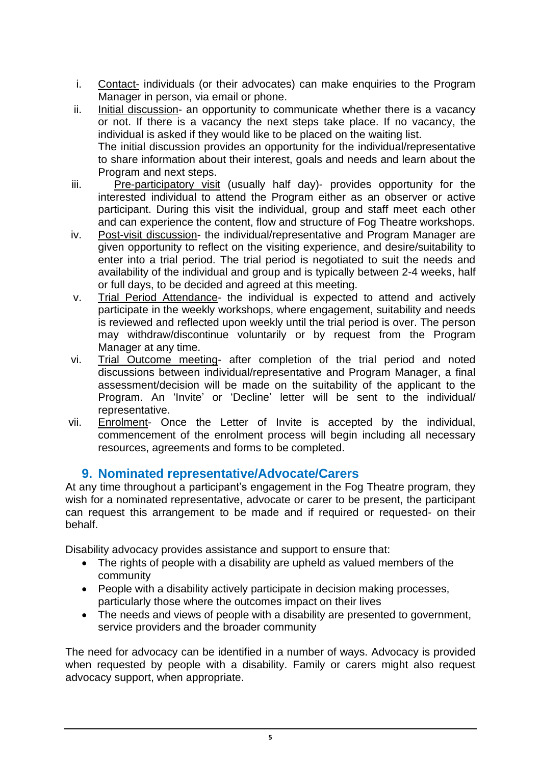i. Contact- individuals (or their advocates) can make enquiries to the Program Manager in person, via email or phone.
ii. Initial discussion- an opportunity to communicate whether there is a vacancy or not. If there is a vacancy the next steps take place. If no vacancy, the individual is asked if they would like to be placed on the waiting list.
The initial discussion provides an opportunity for the individual/representative to share information about their interest, goals and needs and learn about the Program and next steps.
iii. Pre-participatory visit (usually half day)- provides opportunity for the interested individual to attend the Program either as an observer or active participant. During this visit the individual, group and staff meet each other and can experience the content, flow and structure of Fog Theatre workshops.
iv. Post-visit discussion- the individual/representative and Program Manager are given opportunity to reflect on the visiting experience, and desire/suitability to enter into a trial period. The trial period is negotiated to suit the needs and availability of the individual and group and is typically between 2-4 weeks, half or full days, to be decided and agreed at this meeting.
v. Trial Period Attendance- the individual is expected to attend and actively participate in the weekly workshops, where engagement, suitability and needs is reviewed and reflected upon weekly until the trial period is over. The person may withdraw/discontinue voluntarily or by request from the Program Manager at any time.
vi. Trial Outcome meeting- after completion of the trial period and noted discussions between individual/representative and Program Manager, a final assessment/decision will be made on the suitability of the applicant to the Program. An 'Invite' or 'Decline' letter will be sent to the individual/ representative.
vii. Enrolment- Once the Letter of Invite is accepted by the individual, commencement of the enrolment process will begin including all necessary resources, agreements and forms to be completed.

## 9. Nominated representative/Advocate/Carers

At any time throughout a participant's engagement in the Fog Theatre program, they wish for a nominated representative, advocate or carer to be present, the participant can request this arrangement to be made and if required or requested- on their behalf.

Disability advocacy provides assistance and support to ensure that:

- The rights of people with a disability are upheld as valued members of the community
- People with a disability actively participate in decision making processes, particularly those where the outcomes impact on their lives
- The needs and views of people with a disability are presented to government, service providers and the broader community

The need for advocacy can be identified in a number of ways. Advocacy is provided when requested by people with a disability. Family or carers might also request advocacy support, when appropriate.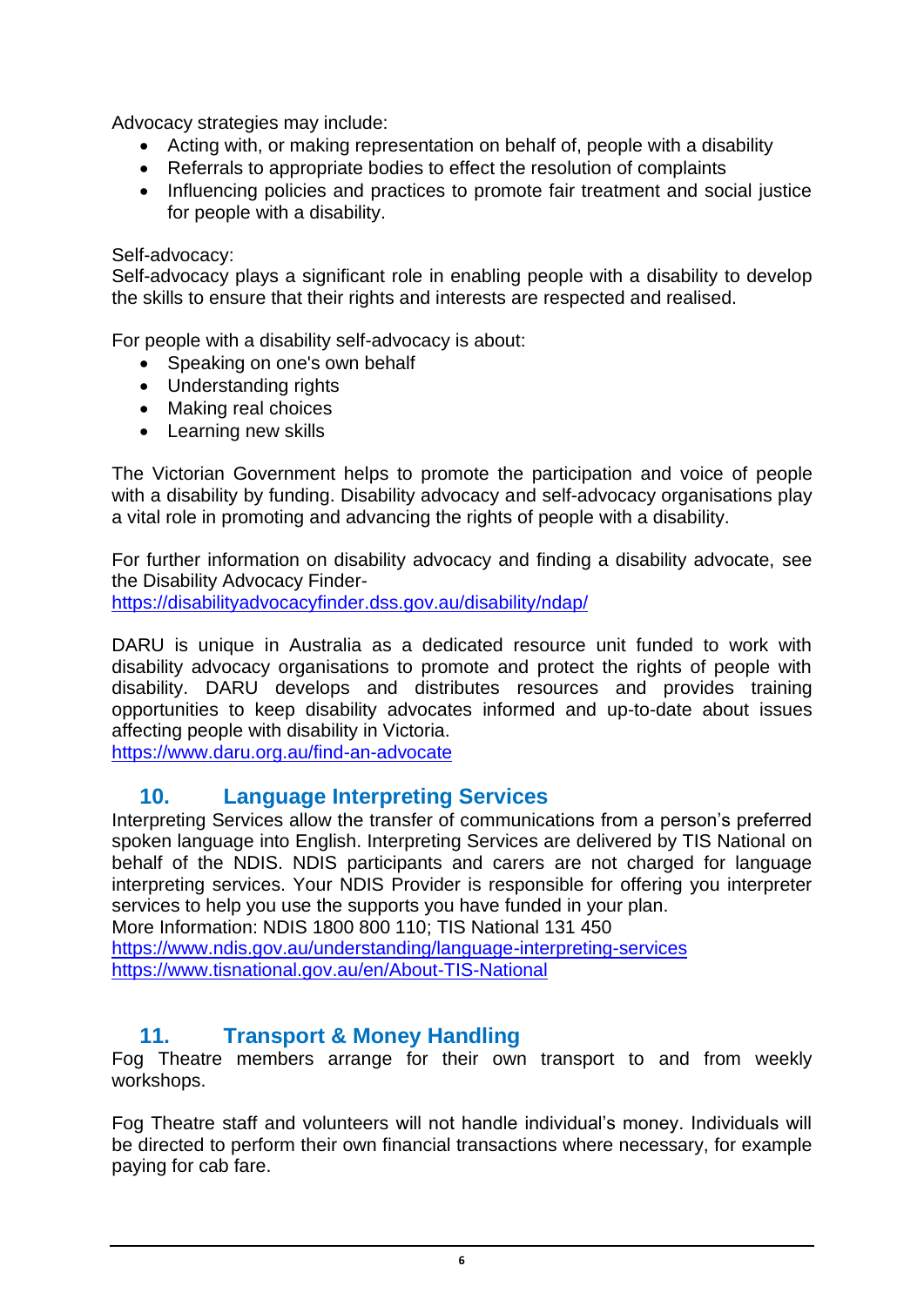Advocacy strategies may include:

- Acting with, or making representation on behalf of, people with a disability
- Referrals to appropriate bodies to effect the resolution of complaints
- Influencing policies and practices to promote fair treatment and social justice for people with a disability.

Self-advocacy:
Self-advocacy plays a significant role in enabling people with a disability to develop the skills to ensure that their rights and interests are respected and realised.

For people with a disability self-advocacy is about:

- Speaking on one's own behalf
- Understanding rights
- Making real choices
- Learning new skills

The Victorian Government helps to promote the participation and voice of people with a disability by funding. Disability advocacy and self-advocacy organisations play a vital role in promoting and advancing the rights of people with a disability.

For further information on disability advocacy and finding a disability advocate, see the Disability Advocacy Finder-
https://disabilityadvocacyfinder.dss.gov.au/disability/ndap/

DARU is unique in Australia as a dedicated resource unit funded to work with disability advocacy organisations to promote and protect the rights of people with disability. DARU develops and distributes resources and provides training opportunities to keep disability advocates informed and up-to-date about issues affecting people with disability in Victoria.
https://www.daru.org.au/find-an-advocate

## 10. Language Interpreting Services

Interpreting Services allow the transfer of communications from a person's preferred spoken language into English. Interpreting Services are delivered by TIS National on behalf of the NDIS. NDIS participants and carers are not charged for language interpreting services. Your NDIS Provider is responsible for offering you interpreter services to help you use the supports you have funded in your plan.
More Information: NDIS 1800 800 110; TIS National 131 450
https://www.ndis.gov.au/understanding/language-interpreting-services
https://www.tisnational.gov.au/en/About-TIS-National

## 11. Transport & Money Handling

Fog Theatre members arrange for their own transport to and from weekly workshops.

Fog Theatre staff and volunteers will not handle individual's money. Individuals will be directed to perform their own financial transactions where necessary, for example paying for cab fare.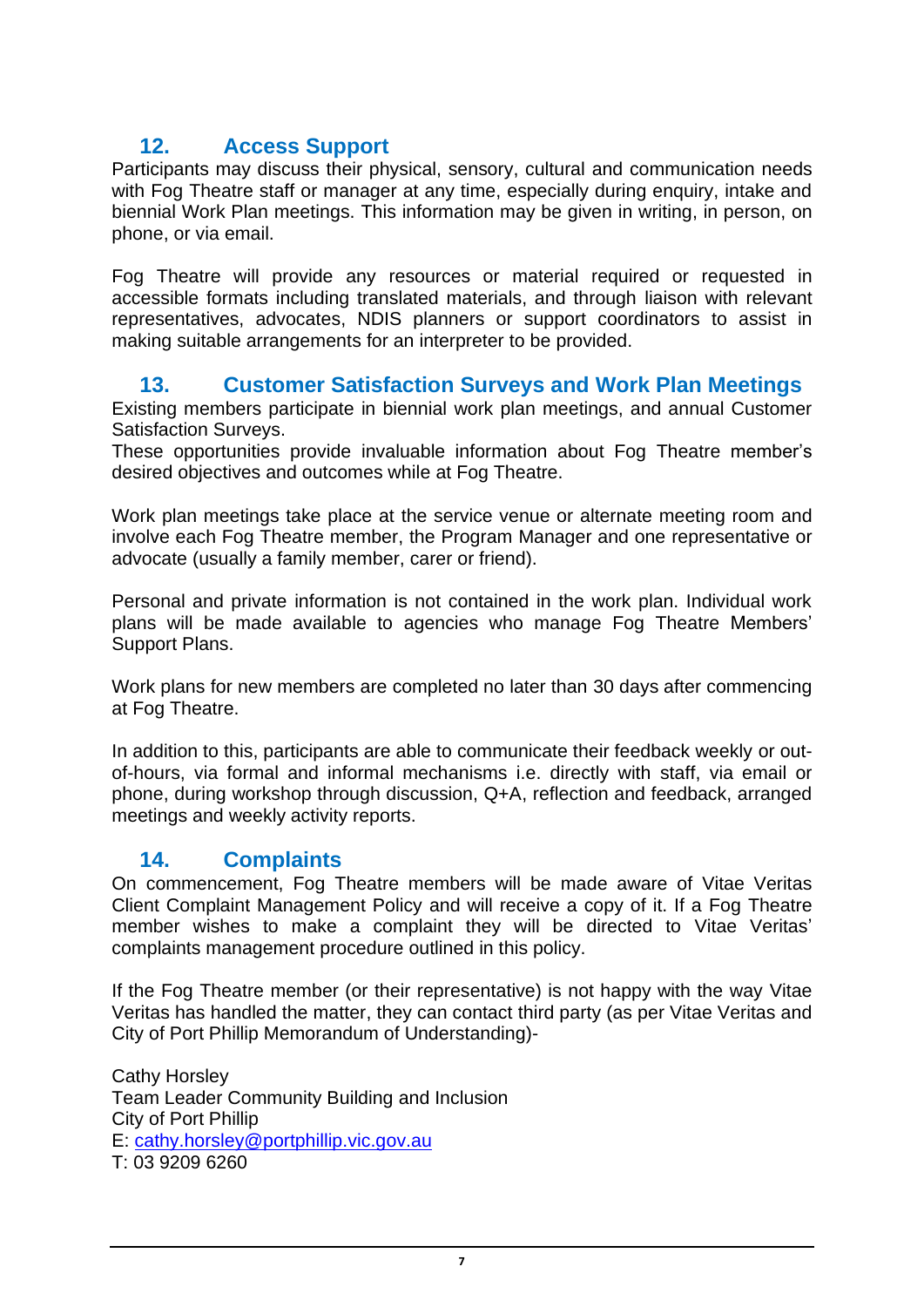## 12. Access Support

Participants may discuss their physical, sensory, cultural and communication needs with Fog Theatre staff or manager at any time, especially during enquiry, intake and biennial Work Plan meetings. This information may be given in writing, in person, on phone, or via email.

Fog Theatre will provide any resources or material required or requested in accessible formats including translated materials, and through liaison with relevant representatives, advocates, NDIS planners or support coordinators to assist in making suitable arrangements for an interpreter to be provided.

## 13. Customer Satisfaction Surveys and Work Plan Meetings

Existing members participate in biennial work plan meetings, and annual Customer Satisfaction Surveys.
These opportunities provide invaluable information about Fog Theatre member's desired objectives and outcomes while at Fog Theatre.

Work plan meetings take place at the service venue or alternate meeting room and involve each Fog Theatre member, the Program Manager and one representative or advocate (usually a family member, carer or friend).

Personal and private information is not contained in the work plan. Individual work plans will be made available to agencies who manage Fog Theatre Members' Support Plans.

Work plans for new members are completed no later than 30 days after commencing at Fog Theatre.

In addition to this, participants are able to communicate their feedback weekly or out-of-hours, via formal and informal mechanisms i.e. directly with staff, via email or phone, during workshop through discussion, Q+A, reflection and feedback, arranged meetings and weekly activity reports.

## 14. Complaints

On commencement, Fog Theatre members will be made aware of Vitae Veritas Client Complaint Management Policy and will receive a copy of it. If a Fog Theatre member wishes to make a complaint they will be directed to Vitae Veritas' complaints management procedure outlined in this policy.

If the Fog Theatre member (or their representative) is not happy with the way Vitae Veritas has handled the matter, they can contact third party (as per Vitae Veritas and City of Port Phillip Memorandum of Understanding)-

Cathy Horsley
Team Leader Community Building and Inclusion
City of Port Phillip
E: cathy.horsley@portphillip.vic.gov.au
T: 03 9209 6260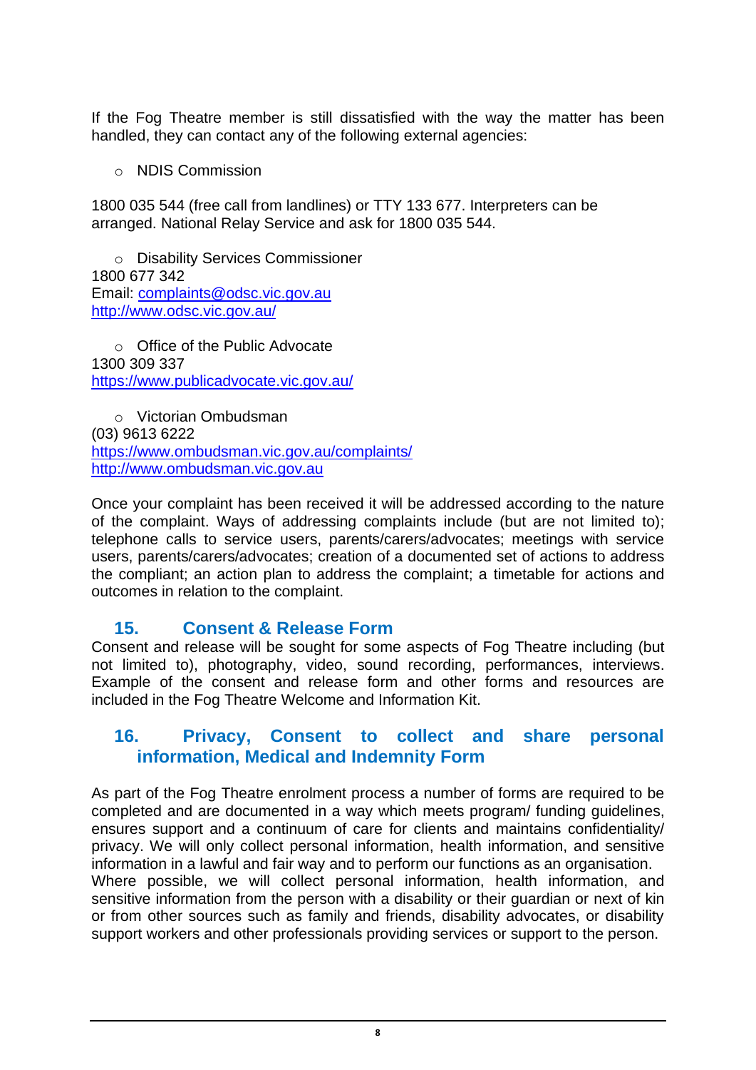If the Fog Theatre member is still dissatisfied with the way the matter has been handled, they can contact any of the following external agencies:

- NDIS Commission

1800 035 544 (free call from landlines) or TTY 133 677. Interpreters can be arranged. National Relay Service and ask for 1800 035 544.

- Disability Services Commissioner

1800 677 342
Email: complaints@odsc.vic.gov.au
http://www.odsc.vic.gov.au/

- Office of the Public Advocate

1300 309 337
https://www.publicadvocate.vic.gov.au/

- Victorian Ombudsman

(03) 9613 6222
https://www.ombudsman.vic.gov.au/complaints/
http://www.ombudsman.vic.gov.au

Once your complaint has been received it will be addressed according to the nature of the complaint. Ways of addressing complaints include (but are not limited to); telephone calls to service users, parents/carers/advocates; meetings with service users, parents/carers/advocates; creation of a documented set of actions to address the compliant; an action plan to address the complaint; a timetable for actions and outcomes in relation to the complaint.

## 15. Consent & Release Form

Consent and release will be sought for some aspects of Fog Theatre including (but not limited to), photography, video, sound recording, performances, interviews. Example of the consent and release form and other forms and resources are included in the Fog Theatre Welcome and Information Kit.

## 16. Privacy, Consent to collect and share personal information, Medical and Indemnity Form

As part of the Fog Theatre enrolment process a number of forms are required to be completed and are documented in a way which meets program/ funding guidelines, ensures support and a continuum of care for clients and maintains confidentiality/ privacy. We will only collect personal information, health information, and sensitive information in a lawful and fair way and to perform our functions as an organisation.
Where possible, we will collect personal information, health information, and sensitive information from the person with a disability or their guardian or next of kin or from other sources such as family and friends, disability advocates, or disability support workers and other professionals providing services or support to the person.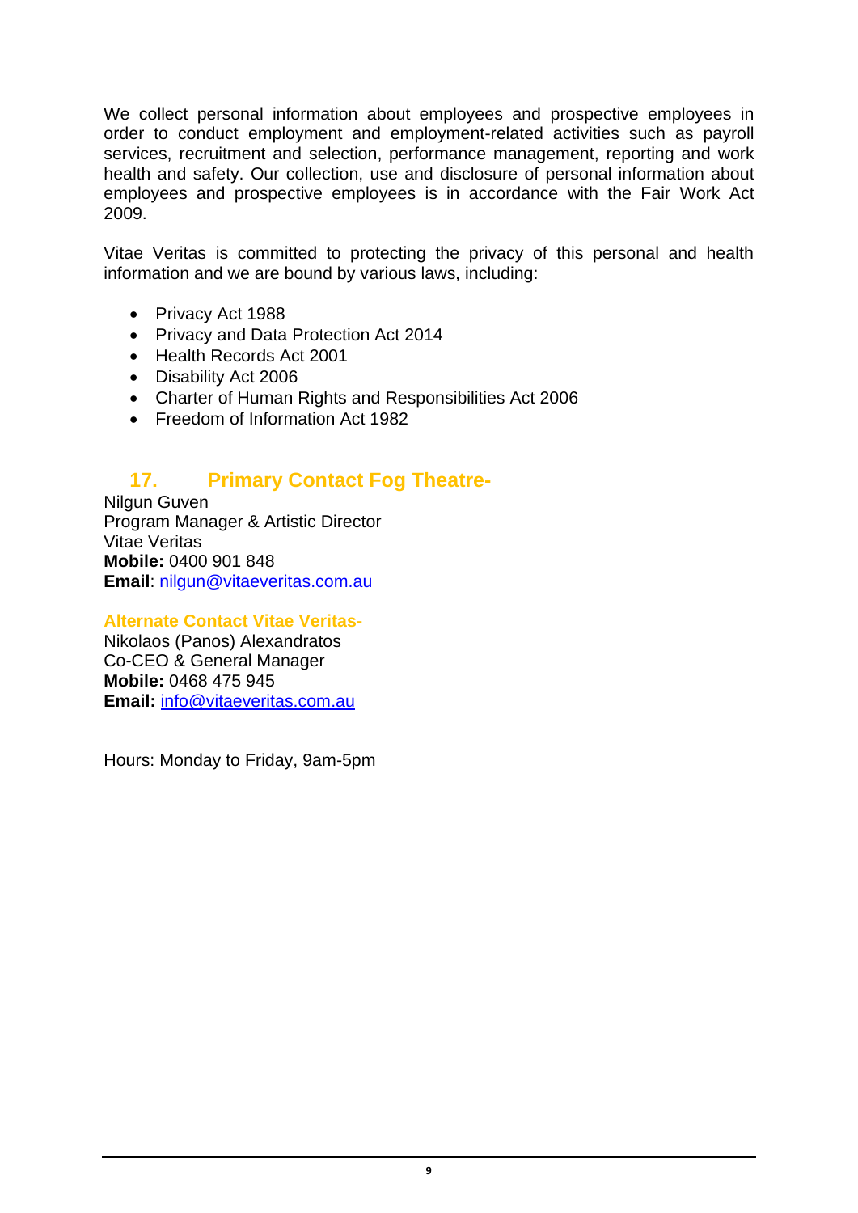We collect personal information about employees and prospective employees in order to conduct employment and employment-related activities such as payroll services, recruitment and selection, performance management, reporting and work health and safety. Our collection, use and disclosure of personal information about employees and prospective employees is in accordance with the Fair Work Act 2009.

Vitae Veritas is committed to protecting the privacy of this personal and health information and we are bound by various laws, including:

- Privacy Act 1988
- Privacy and Data Protection Act 2014
- Health Records Act 2001
- Disability Act 2006
- Charter of Human Rights and Responsibilities Act 2006
- Freedom of Information Act 1982

## 17. Primary Contact Fog Theatre-

Nilgun Guven
Program Manager & Artistic Director
Vitae Veritas
**Mobile:** 0400 901 848
**Email**: nilgun@vitaeveritas.com.au

### Alternate Contact Vitae Veritas-

Nikolaos (Panos) Alexandratos
Co-CEO & General Manager
**Mobile:** 0468 475 945
**Email:** info@vitaeveritas.com.au

Hours: Monday to Friday, 9am-5pm